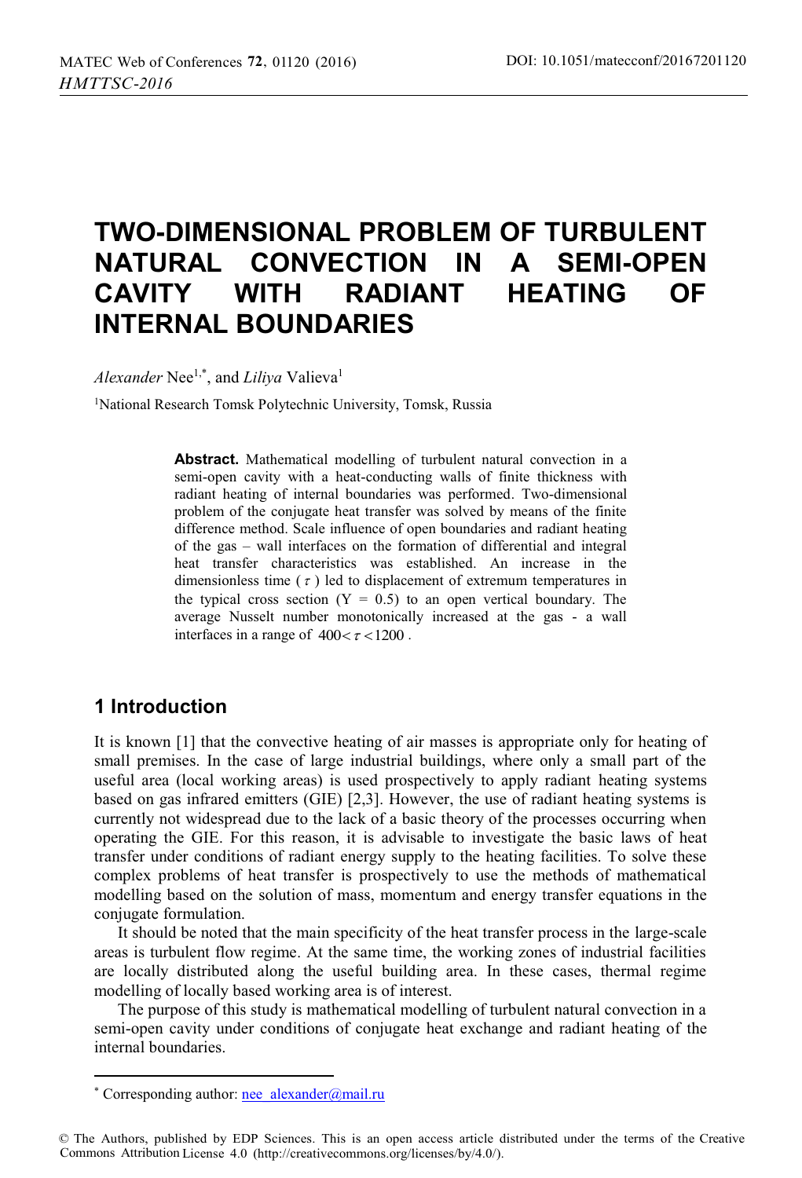# TWO-DIMENSIONAL PROBLEM OF TURBULENT NATURAL CONVECTION IN A SEMI-OPEN CAVITY WITH RADIANT HEATING OF INTERNAL BOUNDARIES

*Alexander* Nee[1,*], and *Liliya* Valieva[1]

[1]National Research Tomsk Polytechnic University, Tomsk, Russia

**Abstract.** Mathematical modelling of turbulent natural convection in a semi-open cavity with a heat-conducting walls of finite thickness with radiant heating of internal boundaries was performed. Two-dimensional problem of the conjugate heat transfer was solved by means of the finite difference method. Scale influence of open boundaries and radiant heating of the gas – wall interfaces on the formation of differential and integral heat transfer characteristics was established. An increase in the dimensionless time ($\tau$) led to displacement of extremum temperatures in the typical cross section (Y = 0.5) to an open vertical boundary. The average Nusselt number monotonically increased at the gas - a wall interfaces in a range of $400 < \tau < 1200$.

## 1 Introduction

It is known [1] that the convective heating of air masses is appropriate only for heating of small premises. In the case of large industrial buildings, where only a small part of the useful area (local working areas) is used prospectively to apply radiant heating systems based on gas infrared emitters (GIE) [2,3]. However, the use of radiant heating systems is currently not widespread due to the lack of a basic theory of the processes occurring when operating the GIE. For this reason, it is advisable to investigate the basic laws of heat transfer under conditions of radiant energy supply to the heating facilities. To solve these complex problems of heat transfer is prospectively to use the methods of mathematical modelling based on the solution of mass, momentum and energy transfer equations in the conjugate formulation.

It should be noted that the main specificity of the heat transfer process in the large-scale areas is turbulent flow regime. At the same time, the working zones of industrial facilities are locally distributed along the useful building area. In these cases, thermal regime modelling of locally based working area is of interest.

The purpose of this study is mathematical modelling of turbulent natural convection in a semi-open cavity under conditions of conjugate heat exchange and radiant heating of the internal boundaries.

* Corresponding author: nee_alexander@mail.ru

© The Authors, published by EDP Sciences. This is an open access article distributed under the terms of the Creative Commons Attribution License 4.0 (http://creativecommons.org/licenses/by/4.0/).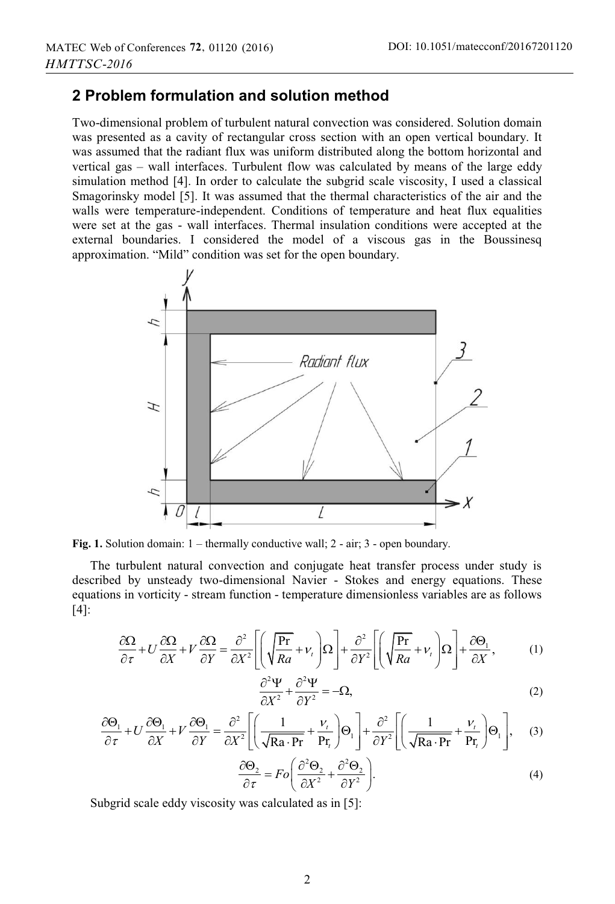## 2 Problem formulation and solution method

Two-dimensional problem of turbulent natural convection was considered. Solution domain was presented as a cavity of rectangular cross section with an open vertical boundary. It was assumed that the radiant flux was uniform distributed along the bottom horizontal and vertical gas – wall interfaces. Turbulent flow was calculated by means of the large eddy simulation method [4]. In order to calculate the subgrid scale viscosity, I used a classical Smagorinsky model [5]. It was assumed that the thermal characteristics of the air and the walls were temperature-independent. Conditions of temperature and heat flux equalities were set at the gas - wall interfaces. Thermal insulation conditions were accepted at the external boundaries. I considered the model of a viscous gas in the Boussinesq approximation. "Mild" condition was set for the open boundary.

**Fig. 1.** Solution domain: 1 – thermally conductive wall; 2 - air; 3 - open boundary.

The turbulent natural convection and conjugate heat transfer process under study is described by unsteady two-dimensional Navier - Stokes and energy equations. These equations in vorticity - stream function - temperature dimensionless variables are as follows [4]:

$$\frac{\partial \Omega}{\partial \tau} + U\frac{\partial \Omega}{\partial X} + V\frac{\partial \Omega}{\partial Y} = \frac{\partial^2}{\partial X^2}\left[\left(\sqrt{\frac{\Pr}{Ra}} + \nu_t\right)\Omega\right] + \frac{\partial^2}{\partial Y^2}\left[\left(\sqrt{\frac{\Pr}{Ra}} + \nu_t\right)\Omega\right] + \frac{\partial \Theta_1}{\partial X}, \tag{1}$$

$$\frac{\partial^2 \Psi}{\partial X^2} + \frac{\partial^2 \Psi}{\partial Y^2} = -\Omega, \tag{2}$$

$$\frac{\partial \Theta_1}{\partial \tau} + U\frac{\partial \Theta_1}{\partial X} + V\frac{\partial \Theta_1}{\partial Y} = \frac{\partial^2}{\partial X^2}\left[\left(\frac{1}{\sqrt{\mathrm{Ra}\cdot\Pr}} + \frac{\nu_t}{\Pr_t}\right)\Theta_1\right] + \frac{\partial^2}{\partial Y^2}\left[\left(\frac{1}{\sqrt{\mathrm{Ra}\cdot\Pr}} + \frac{\nu_t}{\Pr_t}\right)\Theta_1\right], \tag{3}$$

$$\frac{\partial \Theta_2}{\partial \tau} = Fo\left(\frac{\partial^2 \Theta_2}{\partial X^2} + \frac{\partial^2 \Theta_2}{\partial Y^2}\right). \tag{4}$$

Subgrid scale eddy viscosity was calculated as in [5]: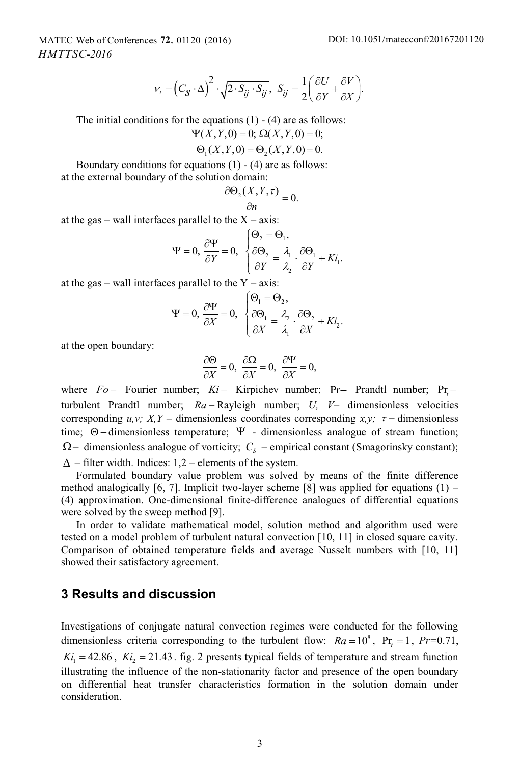$$\nu_t = \left(C_S \cdot \Delta\right)^2 \cdot \sqrt{2 \cdot S_{ij} \cdot S_{ij}}, \; S_{ij} = \frac{1}{2}\left(\frac{\partial U}{\partial Y} + \frac{\partial V}{\partial X}\right).$$

The initial conditions for the equations (1) - (4) are as follows:

$$\Psi(X,Y,0) = 0; \; \Omega(X,Y,0) = 0;$$

$$\Theta_1(X,Y,0) = \Theta_2(X,Y,0) = 0.$$

Boundary conditions for equations (1) - (4) are as follows:
at the external boundary of the solution domain:

$$\frac{\partial \Theta_2(X,Y,\tau)}{\partial n} = 0.$$

at the gas – wall interfaces parallel to the X – axis:

$$\Psi = 0, \; \frac{\partial \Psi}{\partial Y} = 0, \; \begin{cases} \Theta_2 = \Theta_1, \\ \dfrac{\partial \Theta_2}{\partial Y} = \dfrac{\lambda_1}{\lambda_2} \cdot \dfrac{\partial \Theta_1}{\partial Y} + Ki_1. \end{cases}$$

at the gas – wall interfaces parallel to the Y – axis:

$$\Psi = 0, \; \frac{\partial \Psi}{\partial X} = 0, \; \begin{cases} \Theta_1 = \Theta_2, \\ \dfrac{\partial \Theta_1}{\partial X} = \dfrac{\lambda_2}{\lambda_1} \cdot \dfrac{\partial \Theta_2}{\partial X} + Ki_2. \end{cases}$$

at the open boundary:

$$\frac{\partial \Theta}{\partial X} = 0, \; \frac{\partial \Omega}{\partial X} = 0, \; \frac{\partial \Psi}{\partial X} = 0,$$

where $Fo$ – Fourier number; $Ki$ – Kirpichev number; $\mathrm{Pr}$ – Prandtl number; $\mathrm{Pr}_t$ – turbulent Prandtl number; $Ra$ – Rayleigh number; $U$, $V$ – dimensionless velocities corresponding $u,v$; $X,Y$ – dimensionless coordinates corresponding $x,y$; $\tau$ – dimensionless time; $\Theta$ – dimensionless temperature; $\Psi$ - dimensionless analogue of stream function; $\Omega$ – dimensionless analogue of vorticity; $C_S$ – empirical constant (Smagorinsky constant); $\Delta$ – filter width. Indices: 1,2 – elements of the system.

Formulated boundary value problem was solved by means of the finite difference method analogically [6, 7]. Implicit two-layer scheme [8] was applied for equations (1) – (4) approximation. One-dimensional finite-difference analogues of differential equations were solved by the sweep method [9].

In order to validate mathematical model, solution method and algorithm used were tested on a model problem of turbulent natural convection [10, 11] in closed square cavity. Comparison of obtained temperature fields and average Nusselt numbers with [10, 11] showed their satisfactory agreement.

## 3 Results and discussion

Investigations of conjugate natural convection regimes were conducted for the following dimensionless criteria corresponding to the turbulent flow: $Ra = 10^8$, $\mathrm{Pr}_t = 1$, $Pr$=0.71, $Ki_1 = 42.86$, $Ki_2 = 21.43$. fig. 2 presents typical fields of temperature and stream function illustrating the influence of the non-stationarity factor and presence of the open boundary on differential heat transfer characteristics formation in the solution domain under consideration.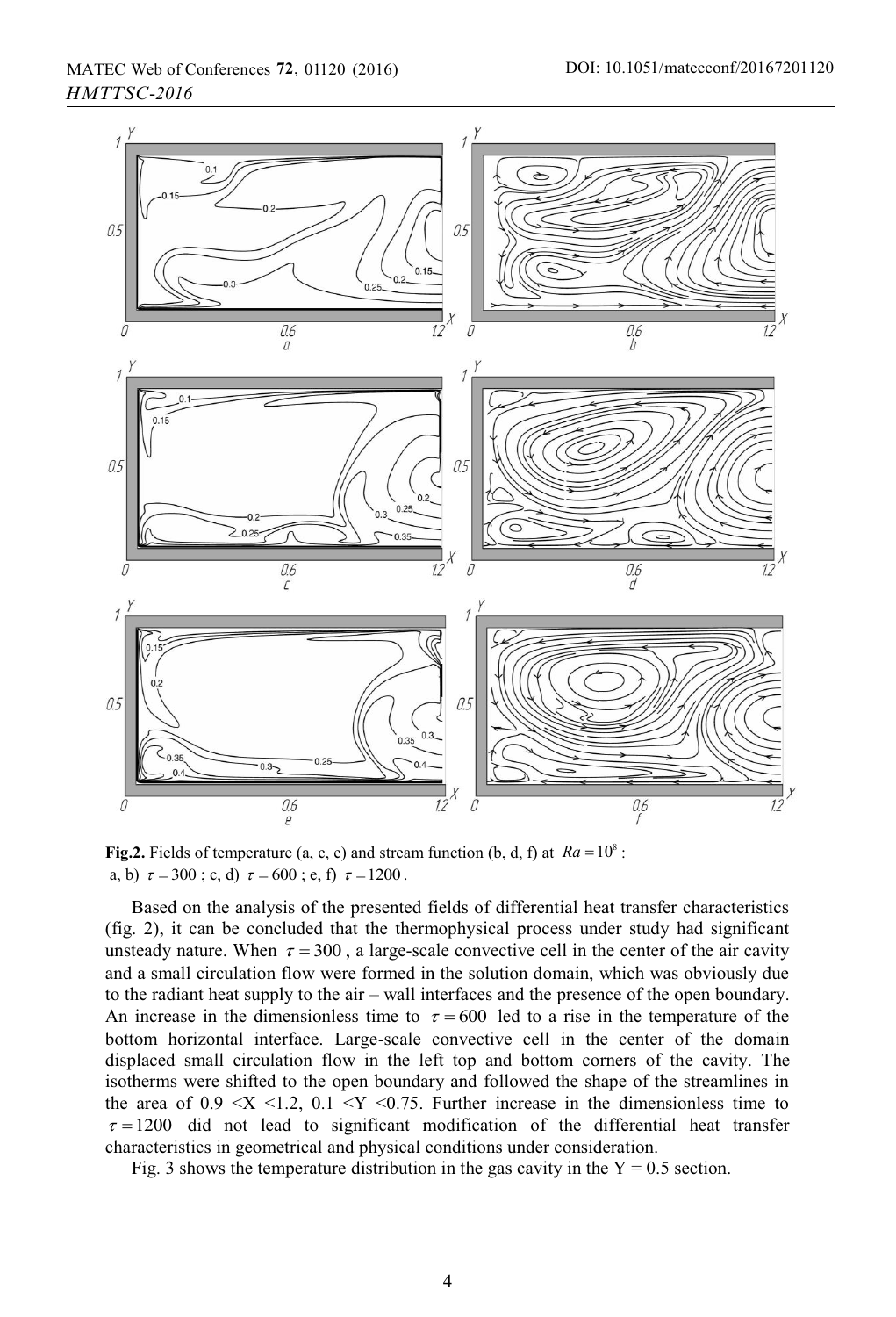**Fig.2.** Fields of temperature (a, c, e) and stream function (b, d, f) at $Ra = 10^8$ : a, b) $\tau = 300$ ; c, d) $\tau = 600$ ; e, f) $\tau = 1200$ .

Based on the analysis of the presented fields of differential heat transfer characteristics (fig. 2), it can be concluded that the thermophysical process under study had significant unsteady nature. When $\tau = 300$ , a large-scale convective cell in the center of the air cavity and a small circulation flow were formed in the solution domain, which was obviously due to the radiant heat supply to the air – wall interfaces and the presence of the open boundary. An increase in the dimensionless time to $\tau = 600$ led to a rise in the temperature of the bottom horizontal interface. Large-scale convective cell in the center of the domain displaced small circulation flow in the left top and bottom corners of the cavity. The isotherms were shifted to the open boundary and followed the shape of the streamlines in the area of $0.9 < X < 1.2$, $0.1 < Y < 0.75$. Further increase in the dimensionless time to $\tau = 1200$ did not lead to significant modification of the differential heat transfer characteristics in geometrical and physical conditions under consideration.

Fig. 3 shows the temperature distribution in the gas cavity in the Y = 0.5 section.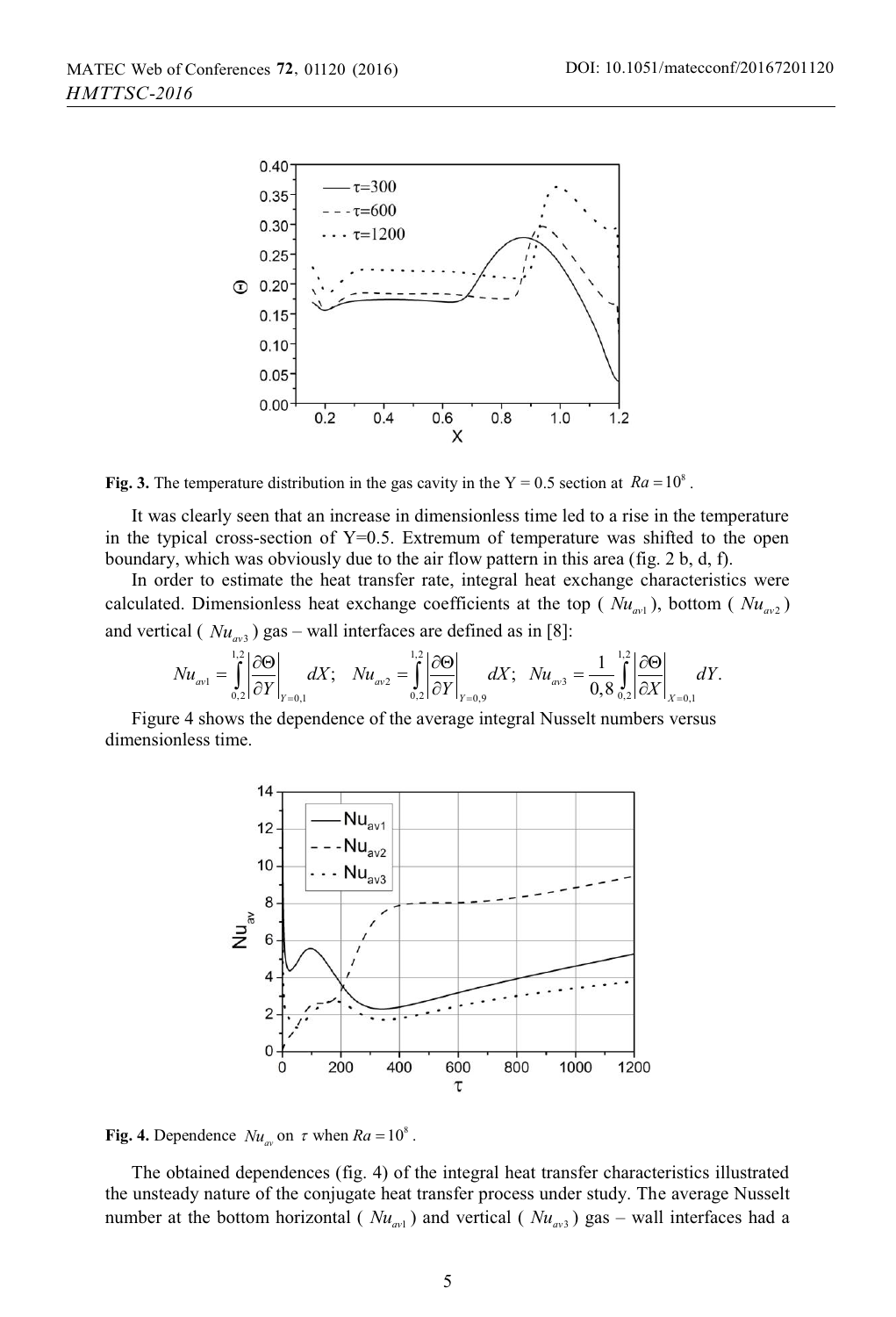**Fig. 3.** The temperature distribution in the gas cavity in the Y = 0.5 section at $Ra = 10^8$.

It was clearly seen that an increase in dimensionless time led to a rise in the temperature in the typical cross-section of Y=0.5. Extremum of temperature was shifted to the open boundary, which was obviously due to the air flow pattern in this area (fig. 2 b, d, f).

In order to estimate the heat transfer rate, integral heat exchange characteristics were calculated. Dimensionless heat exchange coefficients at the top ( $Nu_{av1}$ ), bottom ( $Nu_{av2}$ ) and vertical ( $Nu_{av3}$ ) gas – wall interfaces are defined as in [8]:

$$Nu_{av1} = \int_{0,2}^{1,2} \left| \frac{\partial \Theta}{\partial Y} \right|_{Y=0,1} dX; \quad Nu_{av2} = \int_{0,2}^{1,2} \left| \frac{\partial \Theta}{\partial Y} \right|_{Y=0,9} dX; \quad Nu_{av3} = \frac{1}{0,8} \int_{0,2}^{1,2} \left| \frac{\partial \Theta}{\partial X} \right|_{X=0,1} dY.$$

Figure 4 shows the dependence of the average integral Nusselt numbers versus dimensionless time.

**Fig. 4.** Dependence $Nu_{av}$ on $\tau$ when $Ra = 10^8$.

The obtained dependences (fig. 4) of the integral heat transfer characteristics illustrated the unsteady nature of the conjugate heat transfer process under study. The average Nusselt number at the bottom horizontal ( $Nu_{av1}$ ) and vertical ( $Nu_{av3}$ ) gas – wall interfaces had a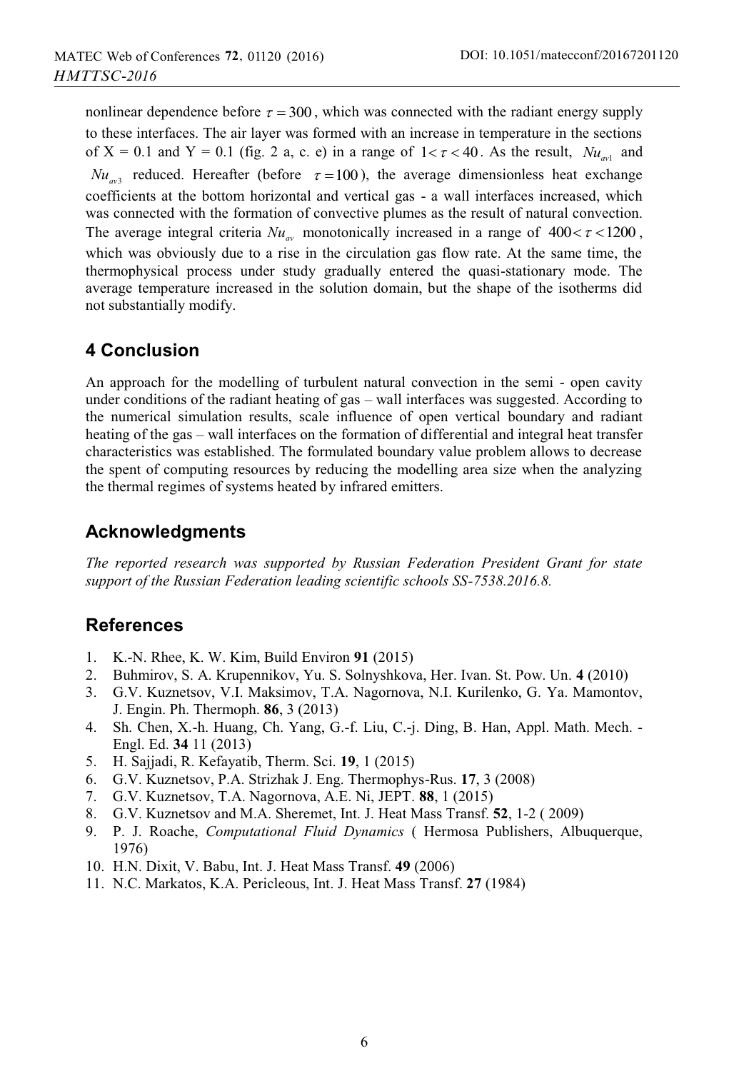nonlinear dependence before $\tau = 300$, which was connected with the radiant energy supply to these interfaces. The air layer was formed with an increase in temperature in the sections of X = 0.1 and Y = 0.1 (fig. 2 a, c. e) in a range of $1 < \tau < 40$. As the result, $Nu_{av1}$ and $Nu_{av3}$ reduced. Hereafter (before $\tau = 100$), the average dimensionless heat exchange coefficients at the bottom horizontal and vertical gas - a wall interfaces increased, which was connected with the formation of convective plumes as the result of natural convection. The average integral criteria $Nu_{av}$ monotonically increased in a range of $400 < \tau < 1200$, which was obviously due to a rise in the circulation gas flow rate. At the same time, the thermophysical process under study gradually entered the quasi-stationary mode. The average temperature increased in the solution domain, but the shape of the isotherms did not substantially modify.

## 4 Conclusion

An approach for the modelling of turbulent natural convection in the semi - open cavity under conditions of the radiant heating of gas – wall interfaces was suggested. According to the numerical simulation results, scale influence of open vertical boundary and radiant heating of the gas – wall interfaces on the formation of differential and integral heat transfer characteristics was established. The formulated boundary value problem allows to decrease the spent of computing resources by reducing the modelling area size when the analyzing the thermal regimes of systems heated by infrared emitters.

## Acknowledgments

*The reported research was supported by Russian Federation President Grant for state support of the Russian Federation leading scientific schools SS-7538.2016.8.*

## References

1. K.-N. Rhee, K. W. Kim, Build Environ **91** (2015)
2. Buhmirov, S. A. Krupennikov, Yu. S. Solnyshkova, Her. Ivan. St. Pow. Un. **4** (2010)
3. G.V. Kuznetsov, V.I. Maksimov, T.A. Nagornova, N.I. Kurilenko, G. Ya. Mamontov, J. Engin. Ph. Thermoph. **86**, 3 (2013)
4. Sh. Chen, X.-h. Huang, Ch. Yang, G.-f. Liu, C.-j. Ding, B. Han, Appl. Math. Mech. - Engl. Ed. **34** 11 (2013)
5. H. Sajjadi, R. Kefayatib, Therm. Sci. **19**, 1 (2015)
6. G.V. Kuznetsov, P.A. Strizhak J. Eng. Thermophys-Rus. **17**, 3 (2008)
7. G.V. Kuznetsov, T.A. Nagornova, A.E. Ni, JEPT. **88**, 1 (2015)
8. G.V. Kuznetsov and M.A. Sheremet, Int. J. Heat Mass Transf. **52**, 1-2 ( 2009)
9. P. J. Roache, *Computational Fluid Dynamics* ( Hermosa Publishers, Albuquerque, 1976)
10. H.N. Dixit, V. Babu, Int. J. Heat Mass Transf. **49** (2006)
11. N.C. Markatos, K.A. Pericleous, Int. J. Heat Mass Transf. **27** (1984)